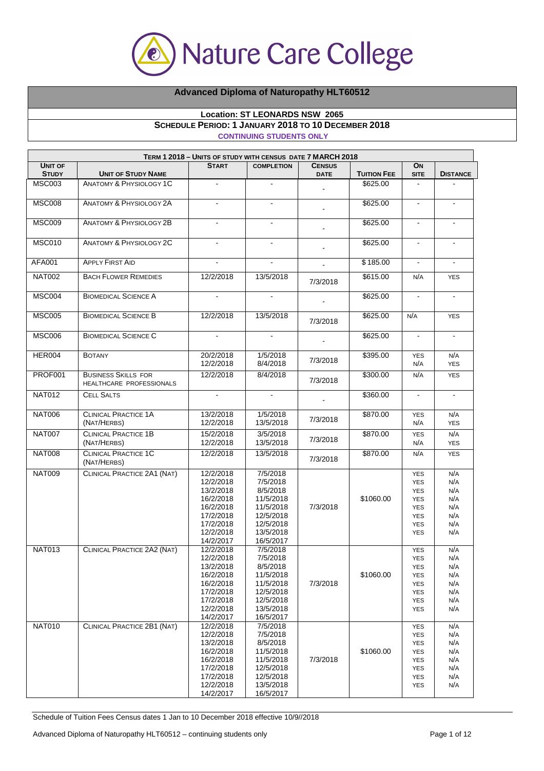Nature Care College

# Advanced Diploma of Naturopathy HLT60512

**Location: ST LEONARDS NSW 2065**

**SCHEDULE PERIOD: 1 JANUARY 2018 TO 10 DECEMBER 2018**

**CONTINUING STUDENTS ONLY**

| TERM 1 2018 – UNITS OF STUDY WITH CENSUS DATE 7 MARCH 2018 | | | | | | | |
|---|---|---|---|---|---|---|---|
| **UNIT OF STUDY** | **UNIT OF STUDY NAME** | **START** | **COMPLETION** | **CENSUS DATE** | **TUITION FEE** | **ON SITE** | **DISTANCE** |
| MSC003 | ANATOMY & PHYSIOLOGY 1C | - | - | - | $625.00 | - | - |
| MSC008 | ANATOMY & PHYSIOLOGY 2A | - | - | - | $625.00 | - | - |
| MSC009 | ANATOMY & PHYSIOLOGY 2B | - | - | - | $625.00 | - | - |
| MSC010 | ANATOMY & PHYSIOLOGY 2C | - | - | - | $625.00 | - | - |
| AFA001 | APPLY FIRST AID | - | - | - | $ 185.00 | - | - |
| NAT002 | BACH FLOWER REMEDIES | 12/2/2018 | 13/5/2018 | 7/3/2018 | $615.00 | N/A | YES |
| MSC004 | BIOMEDICAL SCIENCE A | - | - | - | $625.00 | - | - |
| MSC005 | BIOMEDICAL SCIENCE B | 12/2/2018 | 13/5/2018 | 7/3/2018 | $625.00 | N/A | YES |
| MSC006 | BIOMEDICAL SCIENCE C | - | - | - | $625.00 | - | - |
| HER004 | BOTANY | 20/2/2018<br>12/2/2018 | 1/5/2018<br>8/4/2018 | 7/3/2018 | $395.00 | YES<br>N/A | N/A<br>YES |
| PROF001 | BUSINESS SKILLS FOR HEALTHCARE PROFESSIONALS | 12/2/2018 | 8/4/2018 | 7/3/2018 | $300.00 | N/A | YES |
| NAT012 | CELL SALTS | - | - | - | $360.00 | - | - |
| NAT006 | CLINICAL PRACTICE 1A (NAT/HERBS) | 13/2/2018<br>12/2/2018 | 1/5/2018<br>13/5/2018 | 7/3/2018 | $870.00 | YES<br>N/A | N/A<br>YES |
| NAT007 | CLINICAL PRACTICE 1B (NAT/HERBS) | 15/2/2018<br>12/2/2018 | 3/5/2018<br>13/5/2018 | 7/3/2018 | $870.00 | YES<br>N/A | N/A<br>YES |
| NAT008 | CLINICAL PRACTICE 1C (NAT/HERBS) | 12/2/2018 | 13/5/2018 | 7/3/2018 | $870.00 | N/A | YES |
| NAT009 | CLINICAL PRACTICE 2A1 (NAT) | 12/2/2018<br>12/2/2018<br>13/2/2018<br>16/2/2018<br>16/2/2018<br>17/2/2018<br>17/2/2018<br>12/2/2018<br>14/2/2017 | 7/5/2018<br>7/5/2018<br>8/5/2018<br>11/5/2018<br>11/5/2018<br>12/5/2018<br>12/5/2018<br>13/5/2018<br>16/5/2017 | 7/3/2018 | $1060.00 | YES<br>YES<br>YES<br>YES<br>YES<br>YES<br>YES<br>YES | N/A<br>N/A<br>N/A<br>N/A<br>N/A<br>N/A<br>N/A<br>N/A |
| NAT013 | CLINICAL PRACTICE 2A2 (NAT) | 12/2/2018<br>12/2/2018<br>13/2/2018<br>16/2/2018<br>16/2/2018<br>17/2/2018<br>17/2/2018<br>12/2/2018<br>14/2/2017 | 7/5/2018<br>7/5/2018<br>8/5/2018<br>11/5/2018<br>11/5/2018<br>12/5/2018<br>12/5/2018<br>13/5/2018<br>16/5/2017 | 7/3/2018 | $1060.00 | YES<br>YES<br>YES<br>YES<br>YES<br>YES<br>YES<br>YES | N/A<br>N/A<br>N/A<br>N/A<br>N/A<br>N/A<br>N/A<br>N/A |
| NAT010 | CLINICAL PRACTICE 2B1 (NAT) | 12/2/2018<br>12/2/2018<br>13/2/2018<br>16/2/2018<br>16/2/2018<br>17/2/2018<br>17/2/2018<br>12/2/2018<br>14/2/2017 | 7/5/2018<br>7/5/2018<br>8/5/2018<br>11/5/2018<br>11/5/2018<br>12/5/2018<br>12/5/2018<br>13/5/2018<br>16/5/2017 | 7/3/2018 | $1060.00 | YES<br>YES<br>YES<br>YES<br>YES<br>YES<br>YES<br>YES | N/A<br>N/A<br>N/A<br>N/A<br>N/A<br>N/A<br>N/A<br>N/A |

Schedule of Tuition Fees Census dates 1 Jan to 10 December 2018 effective 10/9//2018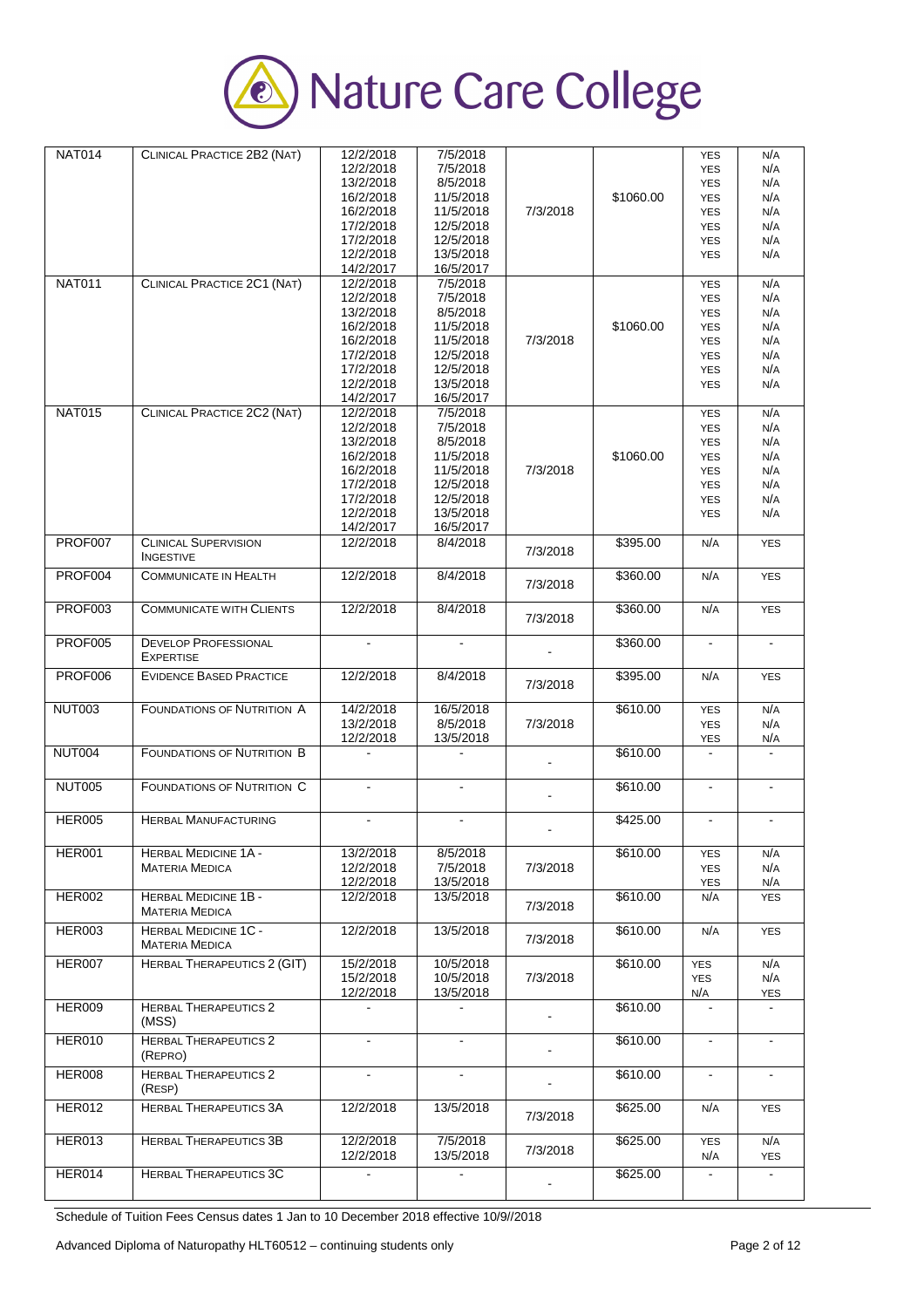| NAT014 | Clinical Practice 2B2 (Nat) | 12/2/2018<br>12/2/2018<br>13/2/2018<br>16/2/2018<br>16/2/2018<br>17/2/2018<br>17/2/2018<br>12/2/2018<br>14/2/2017 | 7/5/2018<br>7/5/2018<br>8/5/2018<br>11/5/2018<br>11/5/2018<br>12/5/2018<br>12/5/2018<br>13/5/2018<br>16/5/2017 | 7/3/2018 | $1060.00 | YES<br>YES<br>YES<br>YES<br>YES<br>YES<br>YES<br>YES | N/A<br>N/A<br>N/A<br>N/A<br>N/A<br>N/A<br>N/A<br>N/A |
|---|---|---|---|---|---|---|---|
| NAT011 | Clinical Practice 2C1 (Nat) | 12/2/2018<br>12/2/2018<br>13/2/2018<br>16/2/2018<br>16/2/2018<br>17/2/2018<br>17/2/2018<br>12/2/2018<br>14/2/2017 | 7/5/2018<br>7/5/2018<br>8/5/2018<br>11/5/2018<br>11/5/2018<br>12/5/2018<br>12/5/2018<br>13/5/2018<br>16/5/2017 | 7/3/2018 | $1060.00 | YES<br>YES<br>YES<br>YES<br>YES<br>YES<br>YES<br>YES | N/A<br>N/A<br>N/A<br>N/A<br>N/A<br>N/A<br>N/A<br>N/A |
| NAT015 | Clinical Practice 2C2 (Nat) | 12/2/2018<br>12/2/2018<br>13/2/2018<br>16/2/2018<br>16/2/2018<br>17/2/2018<br>17/2/2018<br>12/2/2018<br>14/2/2017 | 7/5/2018<br>7/5/2018<br>8/5/2018<br>11/5/2018<br>11/5/2018<br>12/5/2018<br>12/5/2018<br>13/5/2018<br>16/5/2017 | 7/3/2018 | $1060.00 | YES<br>YES<br>YES<br>YES<br>YES<br>YES<br>YES<br>YES | N/A<br>N/A<br>N/A<br>N/A<br>N/A<br>N/A<br>N/A<br>N/A |
| PROF007 | Clinical Supervision Ingestive | 12/2/2018 | 8/4/2018 | 7/3/2018 | $395.00 | N/A | YES |
| PROF004 | Communicate in Health | 12/2/2018 | 8/4/2018 | 7/3/2018 | $360.00 | N/A | YES |
| PROF003 | Communicate with Clients | 12/2/2018 | 8/4/2018 | 7/3/2018 | $360.00 | N/A | YES |
| PROF005 | Develop Professional Expertise | - | - | - | $360.00 | - | - |
| PROF006 | Evidence Based Practice | 12/2/2018 | 8/4/2018 | 7/3/2018 | $395.00 | N/A | YES |
| NUT003 | Foundations of Nutrition A | 14/2/2018<br>13/2/2018<br>12/2/2018 | 16/5/2018<br>8/5/2018<br>13/5/2018 | 7/3/2018 | $610.00 | YES<br>YES<br>YES | N/A<br>N/A<br>N/A |
| NUT004 | Foundations of Nutrition B | - | - | - | $610.00 | - | - |
| NUT005 | Foundations of Nutrition C | - | - | - | $610.00 | - | - |
| HER005 | Herbal Manufacturing | - | - | - | $425.00 | - | - |
| HER001 | Herbal Medicine 1A - Materia Medica | 13/2/2018<br>12/2/2018<br>12/2/2018 | 8/5/2018<br>7/5/2018<br>13/5/2018 | 7/3/2018 | $610.00 | YES<br>YES<br>YES | N/A<br>N/A<br>N/A |
| HER002 | Herbal Medicine 1B - Materia Medica | 12/2/2018 | 13/5/2018 | 7/3/2018 | $610.00 | N/A | YES |
| HER003 | Herbal Medicine 1C - Materia Medica | 12/2/2018 | 13/5/2018 | 7/3/2018 | $610.00 | N/A | YES |
| HER007 | Herbal Therapeutics 2 (GIT) | 15/2/2018<br>15/2/2018<br>12/2/2018 | 10/5/2018<br>10/5/2018<br>13/5/2018 | 7/3/2018 | $610.00 | YES<br>YES<br>N/A | N/A<br>N/A<br>YES |
| HER009 | Herbal Therapeutics 2 (MSS) | - | - | - | $610.00 | - | - |
| HER010 | Herbal Therapeutics 2 (Repro) | - | - | - | $610.00 | - | - |
| HER008 | Herbal Therapeutics 2 (Resp) | - | - | - | $610.00 | - | - |
| HER012 | Herbal Therapeutics 3A | 12/2/2018 | 13/5/2018 | 7/3/2018 | $625.00 | N/A | YES |
| HER013 | Herbal Therapeutics 3B | 12/2/2018<br>12/2/2018 | 7/5/2018<br>13/5/2018 | 7/3/2018 | $625.00 | YES<br>N/A | N/A<br>YES |
| HER014 | Herbal Therapeutics 3C | - | - | - | $625.00 | - | - |

Schedule of Tuition Fees Census dates 1 Jan to 10 December 2018 effective 10/9//2018

Advanced Diploma of Naturopathy HLT60512 – continuing students only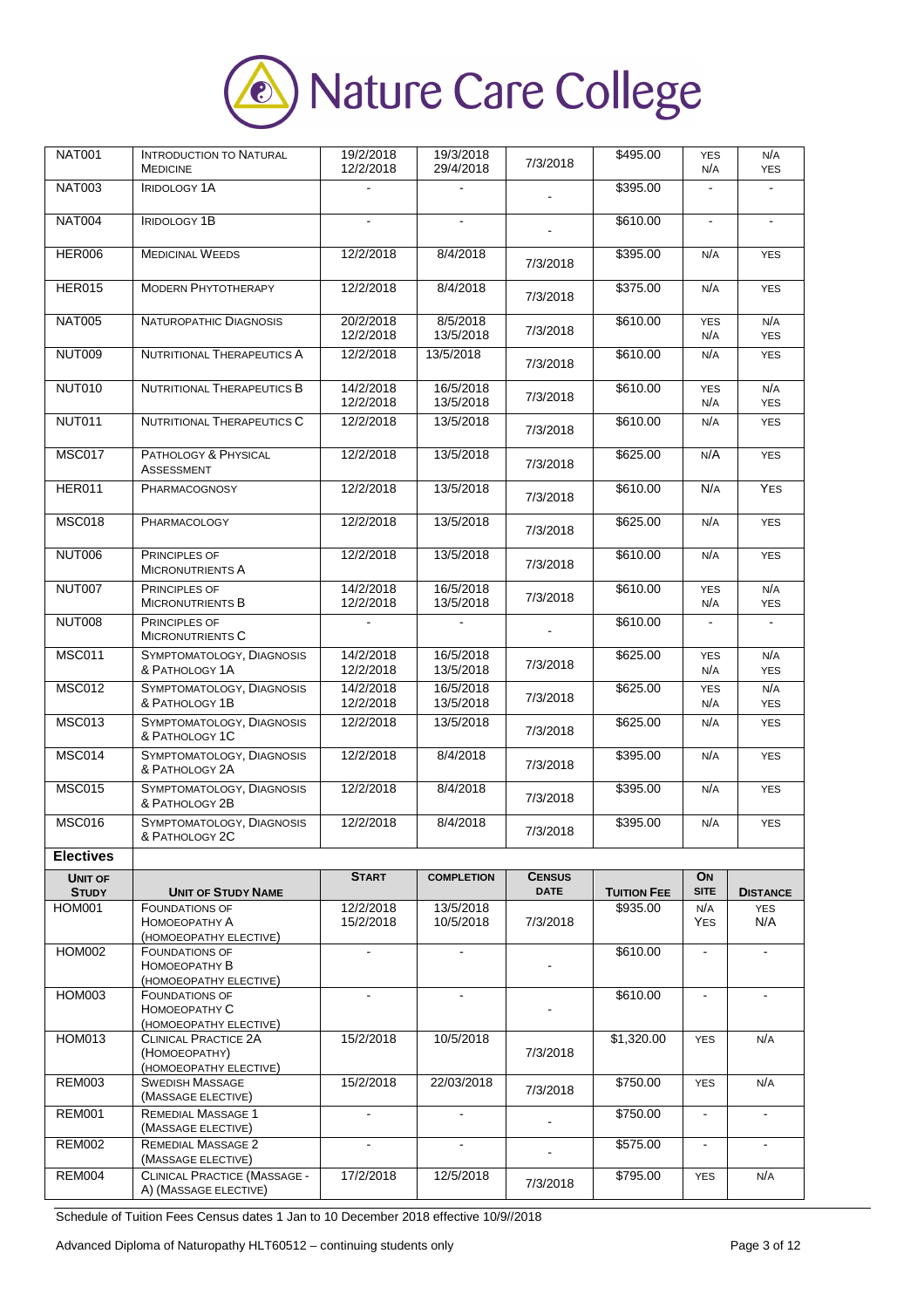# Nature Care College

| NAT001 | Introduction to Natural Medicine | 19/2/2018<br>12/2/2018 | 19/3/2018<br>29/4/2018 | 7/3/2018 | $495.00 | YES<br>N/A | N/A<br>YES |
|---|---|---|---|---|---|---|---|
| NAT003 | Iridology 1A | - | - | - | $395.00 | - | - |
| NAT004 | Iridology 1B | - | - | - | $610.00 | - | - |
| HER006 | Medicinal Weeds | 12/2/2018 | 8/4/2018 | 7/3/2018 | $395.00 | N/A | YES |
| HER015 | Modern Phytotherapy | 12/2/2018 | 8/4/2018 | 7/3/2018 | $375.00 | N/A | YES |
| NAT005 | Naturopathic Diagnosis | 20/2/2018<br>12/2/2018 | 8/5/2018<br>13/5/2018 | 7/3/2018 | $610.00 | YES<br>N/A | N/A<br>YES |
| NUT009 | Nutritional Therapeutics A | 12/2/2018 | 13/5/2018 | 7/3/2018 | $610.00 | N/A | YES |
| NUT010 | Nutritional Therapeutics B | 14/2/2018<br>12/2/2018 | 16/5/2018<br>13/5/2018 | 7/3/2018 | $610.00 | YES<br>N/A | N/A<br>YES |
| NUT011 | Nutritional Therapeutics C | 12/2/2018 | 13/5/2018 | 7/3/2018 | $610.00 | N/A | YES |
| MSC017 | Pathology & Physical Assessment | 12/2/2018 | 13/5/2018 | 7/3/2018 | $625.00 | N/A | YES |
| HER011 | Pharmacognosy | 12/2/2018 | 13/5/2018 | 7/3/2018 | $610.00 | N/A | YES |
| MSC018 | Pharmacology | 12/2/2018 | 13/5/2018 | 7/3/2018 | $625.00 | N/A | YES |
| NUT006 | Principles of Micronutrients A | 12/2/2018 | 13/5/2018 | 7/3/2018 | $610.00 | N/A | YES |
| NUT007 | Principles of Micronutrients B | 14/2/2018<br>12/2/2018 | 16/5/2018<br>13/5/2018 | 7/3/2018 | $610.00 | YES<br>N/A | N/A<br>YES |
| NUT008 | Principles of Micronutrients C | - | - | - | $610.00 | - | - |
| MSC011 | Symptomatology, Diagnosis & Pathology 1A | 14/2/2018<br>12/2/2018 | 16/5/2018<br>13/5/2018 | 7/3/2018 | $625.00 | YES<br>N/A | N/A<br>YES |
| MSC012 | Symptomatology, Diagnosis & Pathology 1B | 14/2/2018<br>12/2/2018 | 16/5/2018<br>13/5/2018 | 7/3/2018 | $625.00 | YES<br>N/A | N/A<br>YES |
| MSC013 | Symptomatology, Diagnosis & Pathology 1C | 12/2/2018 | 13/5/2018 | 7/3/2018 | $625.00 | N/A | YES |
| MSC014 | Symptomatology, Diagnosis & Pathology 2A | 12/2/2018 | 8/4/2018 | 7/3/2018 | $395.00 | N/A | YES |
| MSC015 | Symptomatology, Diagnosis & Pathology 2B | 12/2/2018 | 8/4/2018 | 7/3/2018 | $395.00 | N/A | YES |
| MSC016 | Symptomatology, Diagnosis & Pathology 2C | 12/2/2018 | 8/4/2018 | 7/3/2018 | $395.00 | N/A | YES |

## Electives

| Unit of Study | Unit of Study Name | Start | Completion | Census Date | Tuition Fee | On Site | Distance |
|---|---|---|---|---|---|---|---|
| HOM001 | Foundations of Homoeopathy A (Homoeopathy Elective) | 12/2/2018<br>15/2/2018 | 13/5/2018<br>10/5/2018 | 7/3/2018 | $935.00 | N/A<br>YES | YES<br>N/A |
| HOM002 | Foundations of Homoeopathy B (Homoeopathy Elective) | - | - | - | $610.00 | - | - |
| HOM003 | Foundations of Homoeopathy C (Homoeopathy Elective) | - | - | - | $610.00 | - | - |
| HOM013 | Clinical Practice 2A (Homoeopathy) (Homoeopathy Elective) | 15/2/2018 | 10/5/2018 | 7/3/2018 | $1,320.00 | YES | N/A |
| REM003 | Swedish Massage (Massage Elective) | 15/2/2018 | 22/03/2018 | 7/3/2018 | $750.00 | YES | N/A |
| REM001 | Remedial Massage 1 (Massage Elective) | - | - | - | $750.00 | - | - |
| REM002 | Remedial Massage 2 (Massage Elective) | - | - | - | $575.00 | - | - |
| REM004 | Clinical Practice (Massage - A) (Massage Elective) | 17/2/2018 | 12/5/2018 | 7/3/2018 | $795.00 | YES | N/A |

Schedule of Tuition Fees Census dates 1 Jan to 10 December 2018 effective 10/9//2018

Advanced Diploma of Naturopathy HLT60512 – continuing students only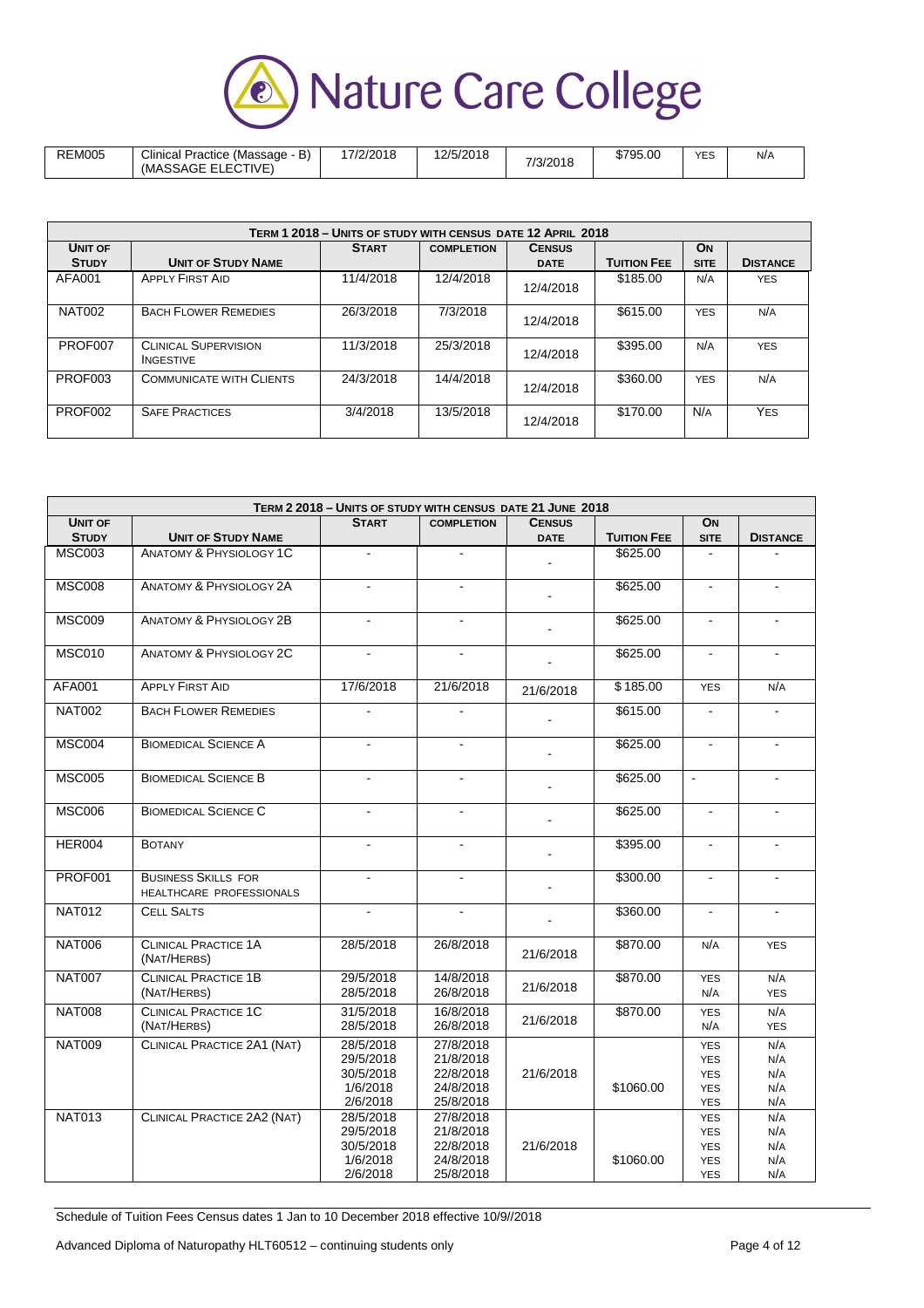| | | | | | | | |
|---|---|---|---|---|---|---|---|
| REM005 | Clinical Practice (Massage - B) (MASSAGE ELECTIVE) | 17/2/2018 | 12/5/2018 | 7/3/2018 | $795.00 | YES | N/A |

| Term 1 2018 – Units of Study with Census date 12 April 2018 | | | | | | | |
|---|---|---|---|---|---|---|---|
| **Unit of Study** | **Unit of Study Name** | **Start** | **Completion** | **Census Date** | **Tuition Fee** | **On Site** | **Distance** |
| AFA001 | Apply First Aid | 11/4/2018 | 12/4/2018 | 12/4/2018 | $185.00 | N/A | YES |
| NAT002 | Bach Flower Remedies | 26/3/2018 | 7/3/2018 | 12/4/2018 | $615.00 | YES | N/A |
| PROF007 | Clinical Supervision Ingestive | 11/3/2018 | 25/3/2018 | 12/4/2018 | $395.00 | N/A | YES |
| PROF003 | Communicate with Clients | 24/3/2018 | 14/4/2018 | 12/4/2018 | $360.00 | YES | N/A |
| PROF002 | Safe Practices | 3/4/2018 | 13/5/2018 | 12/4/2018 | $170.00 | N/A | Yes |

| Term 2 2018 – Units of Study with Census date 21 June 2018 | | | | | | | |
|---|---|---|---|---|---|---|---|
| **Unit of Study** | **Unit of Study Name** | **Start** | **Completion** | **Census Date** | **Tuition Fee** | **On Site** | **Distance** |
| MSC003 | Anatomy & Physiology 1C | - | - | - | $625.00 | - | - |
| MSC008 | Anatomy & Physiology 2A | - | - | - | $625.00 | - | - |
| MSC009 | Anatomy & Physiology 2B | - | - | - | $625.00 | - | - |
| MSC010 | Anatomy & Physiology 2C | - | - | - | $625.00 | - | - |
| AFA001 | Apply First Aid | 17/6/2018 | 21/6/2018 | 21/6/2018 | $185.00 | YES | N/A |
| NAT002 | Bach Flower Remedies | - | - | - | $615.00 | - | - |
| MSC004 | Biomedical Science A | - | - | - | $625.00 | - | - |
| MSC005 | Biomedical Science B | - | - | - | $625.00 | - | - |
| MSC006 | Biomedical Science C | - | - | - | $625.00 | - | - |
| HER004 | Botany | - | - | - | $395.00 | - | - |
| PROF001 | Business Skills for Healthcare Professionals | - | - | - | $300.00 | - | - |
| NAT012 | Cell Salts | - | - | - | $360.00 | - | - |
| NAT006 | Clinical Practice 1A (Nat/Herbs) | 28/5/2018 | 26/8/2018 | 21/6/2018 | $870.00 | N/A | YES |
| NAT007 | Clinical Practice 1B (Nat/Herbs) | 29/5/2018<br>28/5/2018 | 14/8/2018<br>26/8/2018 | 21/6/2018 | $870.00 | YES<br>N/A | N/A<br>YES |
| NAT008 | Clinical Practice 1C (Nat/Herbs) | 31/5/2018<br>28/5/2018 | 16/8/2018<br>26/8/2018 | 21/6/2018 | $870.00 | YES<br>N/A | N/A<br>YES |
| NAT009 | Clinical Practice 2A1 (Nat) | 28/5/2018<br>29/5/2018<br>30/5/2018<br>1/6/2018<br>2/6/2018 | 27/8/2018<br>21/8/2018<br>22/8/2018<br>24/8/2018<br>25/8/2018 | 21/6/2018 | $1060.00 | YES<br>YES<br>YES<br>YES<br>YES | N/A<br>N/A<br>N/A<br>N/A<br>N/A |
| NAT013 | Clinical Practice 2A2 (Nat) | 28/5/2018<br>29/5/2018<br>30/5/2018<br>1/6/2018<br>2/6/2018 | 27/8/2018<br>21/8/2018<br>22/8/2018<br>24/8/2018<br>25/8/2018 | 21/6/2018 | $1060.00 | YES<br>YES<br>YES<br>YES<br>YES | N/A<br>N/A<br>N/A<br>N/A<br>N/A |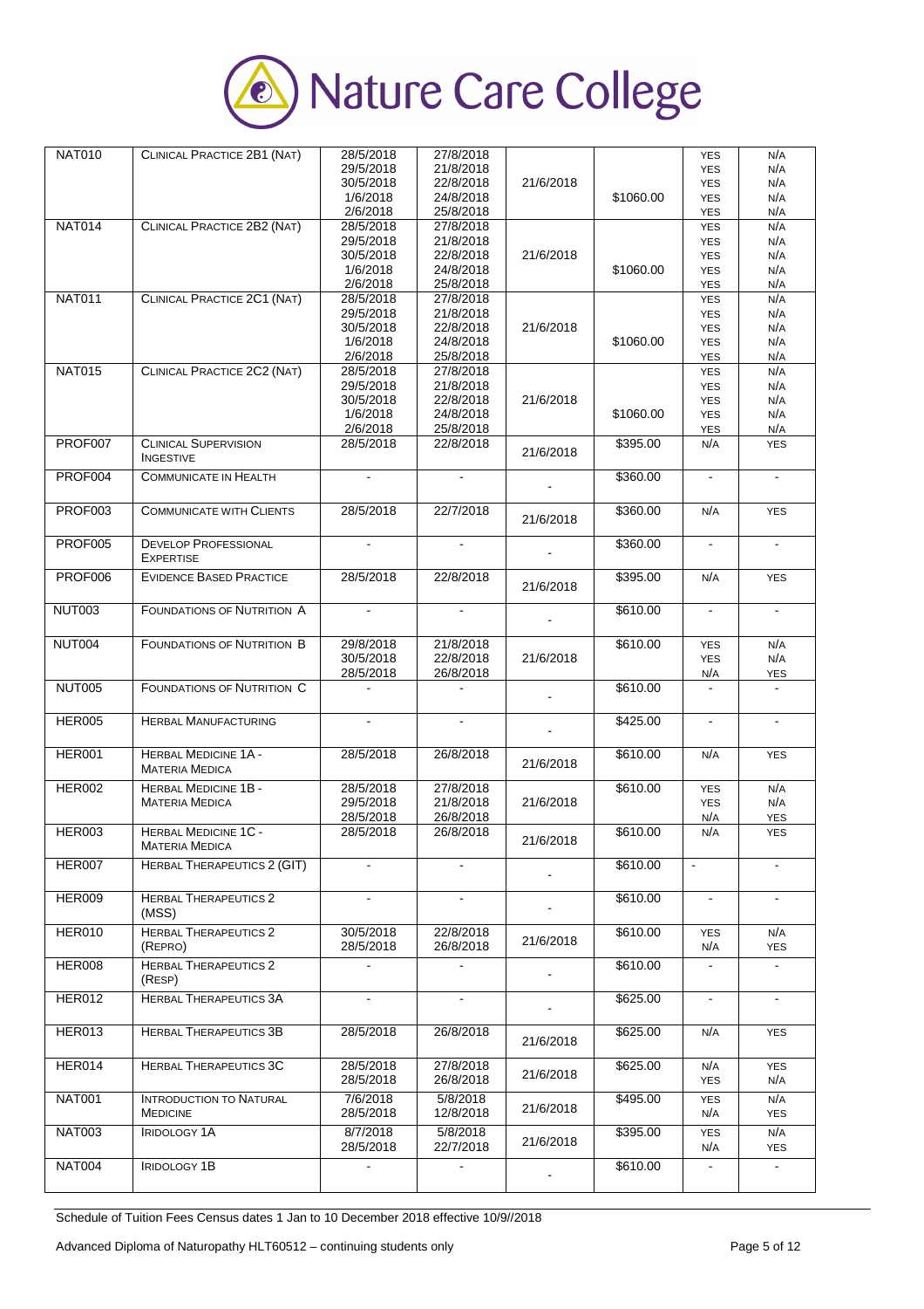# Nature Care College

| NAT010 | Clinical Practice 2B1 (Nat) | 28/5/2018<br>29/5/2018<br>30/5/2018<br>1/6/2018<br>2/6/2018 | 27/8/2018<br>21/8/2018<br>22/8/2018<br>24/8/2018<br>25/8/2018 | 21/6/2018 | $1060.00 | YES<br>YES<br>YES<br>YES<br>YES | N/A<br>N/A<br>N/A<br>N/A<br>N/A |
|---|---|---|---|---|---|---|---|
| NAT014 | Clinical Practice 2B2 (Nat) | 28/5/2018<br>29/5/2018<br>30/5/2018<br>1/6/2018<br>2/6/2018 | 27/8/2018<br>21/8/2018<br>22/8/2018<br>24/8/2018<br>25/8/2018 | 21/6/2018 | $1060.00 | YES<br>YES<br>YES<br>YES<br>YES | N/A<br>N/A<br>N/A<br>N/A<br>N/A |
| NAT011 | Clinical Practice 2C1 (Nat) | 28/5/2018<br>29/5/2018<br>30/5/2018<br>1/6/2018<br>2/6/2018 | 27/8/2018<br>21/8/2018<br>22/8/2018<br>24/8/2018<br>25/8/2018 | 21/6/2018 | $1060.00 | YES<br>YES<br>YES<br>YES<br>YES | N/A<br>N/A<br>N/A<br>N/A<br>N/A |
| NAT015 | Clinical Practice 2C2 (Nat) | 28/5/2018<br>29/5/2018<br>30/5/2018<br>1/6/2018<br>2/6/2018 | 27/8/2018<br>21/8/2018<br>22/8/2018<br>24/8/2018<br>25/8/2018 | 21/6/2018 | $1060.00 | YES<br>YES<br>YES<br>YES<br>YES | N/A<br>N/A<br>N/A<br>N/A<br>N/A |
| PROF007 | Clinical Supervision Ingestive | 28/5/2018 | 22/8/2018 | 21/6/2018 | $395.00 | N/A | YES |
| PROF004 | Communicate in Health | - | - | - | $360.00 | - | - |
| PROF003 | Communicate with Clients | 28/5/2018 | 22/7/2018 | 21/6/2018 | $360.00 | N/A | YES |
| PROF005 | Develop Professional Expertise | - | - | - | $360.00 | - | - |
| PROF006 | Evidence Based Practice | 28/5/2018 | 22/8/2018 | 21/6/2018 | $395.00 | N/A | YES |
| NUT003 | Foundations of Nutrition A | - | - | - | $610.00 | - | - |
| NUT004 | Foundations of Nutrition B | 29/8/2018<br>30/5/2018<br>28/5/2018 | 21/8/2018<br>22/8/2018<br>26/8/2018 | 21/6/2018 | $610.00 | YES<br>YES<br>N/A | N/A<br>N/A<br>YES |
| NUT005 | Foundations of Nutrition C | - | - | - | $610.00 | - | - |
| HER005 | Herbal Manufacturing | - | - | - | $425.00 | - | - |
| HER001 | Herbal Medicine 1A - Materia Medica | 28/5/2018 | 26/8/2018 | 21/6/2018 | $610.00 | N/A | YES |
| HER002 | Herbal Medicine 1B - Materia Medica | 28/5/2018<br>29/5/2018<br>28/5/2018 | 27/8/2018<br>21/8/2018<br>26/8/2018 | 21/6/2018 | $610.00 | YES<br>YES<br>N/A | N/A<br>N/A<br>YES |
| HER003 | Herbal Medicine 1C - Materia Medica | 28/5/2018 | 26/8/2018 | 21/6/2018 | $610.00 | N/A | YES |
| HER007 | Herbal Therapeutics 2 (GIT) | - | - | - | $610.00 | - | - |
| HER009 | Herbal Therapeutics 2 (MSS) | - | - | - | $610.00 | - | - |
| HER010 | Herbal Therapeutics 2 (Repro) | 30/5/2018<br>28/5/2018 | 22/8/2018<br>26/8/2018 | 21/6/2018 | $610.00 | YES<br>N/A | N/A<br>YES |
| HER008 | Herbal Therapeutics 2 (Resp) | - | - | - | $610.00 | - | - |
| HER012 | Herbal Therapeutics 3A | - | - | - | $625.00 | - | - |
| HER013 | Herbal Therapeutics 3B | 28/5/2018 | 26/8/2018 | 21/6/2018 | $625.00 | N/A | YES |
| HER014 | Herbal Therapeutics 3C | 28/5/2018<br>28/5/2018 | 27/8/2018<br>26/8/2018 | 21/6/2018 | $625.00 | N/A<br>YES | YES<br>N/A |
| NAT001 | Introduction to Natural Medicine | 7/6/2018<br>28/5/2018 | 5/8/2018<br>12/8/2018 | 21/6/2018 | $495.00 | YES<br>N/A | N/A<br>YES |
| NAT003 | Iridology 1A | 8/7/2018<br>28/5/2018 | 5/8/2018<br>22/7/2018 | 21/6/2018 | $395.00 | YES<br>N/A | N/A<br>YES |
| NAT004 | Iridology 1B | - | - | - | $610.00 | - | - |

Schedule of Tuition Fees Census dates 1 Jan to 10 December 2018 effective 10/9//2018

Advanced Diploma of Naturopathy HLT60512 – continuing students only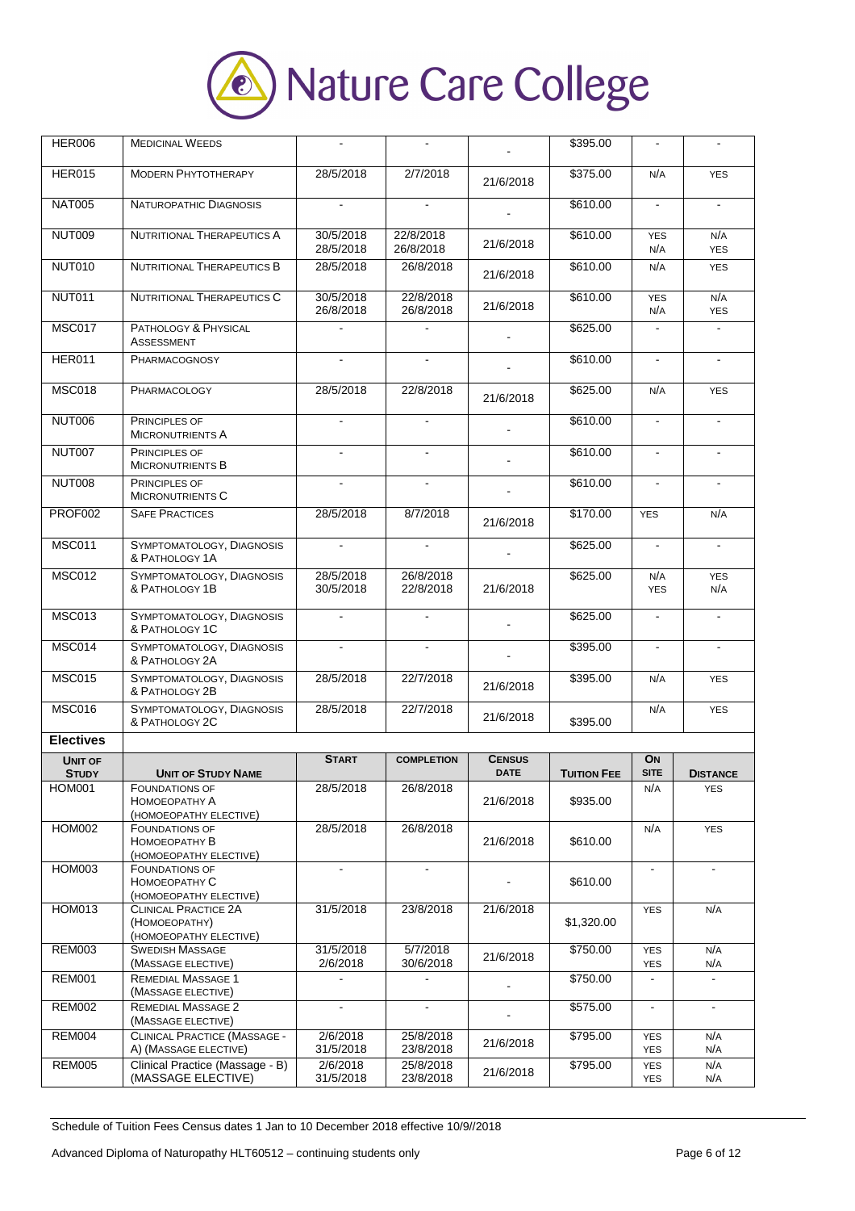| | | | | | | | |
|---|---|---|---|---|---|---|---|
| HER006 | Medicinal Weeds | - | - | - | $395.00 | - | - |
| HER015 | Modern Phytotherapy | 28/5/2018 | 2/7/2018 | 21/6/2018 | $375.00 | N/A | YES |
| NAT005 | Naturopathic Diagnosis | - | - | - | $610.00 | - | - |
| NUT009 | Nutritional Therapeutics A | 30/5/2018<br>28/5/2018 | 22/8/2018<br>26/8/2018 | 21/6/2018 | $610.00 | YES<br>N/A | N/A<br>YES |
| NUT010 | Nutritional Therapeutics B | 28/5/2018 | 26/8/2018 | 21/6/2018 | $610.00 | N/A | YES |
| NUT011 | Nutritional Therapeutics C | 30/5/2018<br>26/8/2018 | 22/8/2018<br>26/8/2018 | 21/6/2018 | $610.00 | YES<br>N/A | N/A<br>YES |
| MSC017 | Pathology & Physical Assessment | - | - | - | $625.00 | - | - |
| HER011 | Pharmacognosy | - | - | - | $610.00 | - | - |
| MSC018 | Pharmacology | 28/5/2018 | 22/8/2018 | 21/6/2018 | $625.00 | N/A | YES |
| NUT006 | Principles of Micronutrients A | - | - | - | $610.00 | - | - |
| NUT007 | Principles of Micronutrients B | - | - | - | $610.00 | - | - |
| NUT008 | Principles of Micronutrients C | - | - | - | $610.00 | - | - |
| PROF002 | Safe Practices | 28/5/2018 | 8/7/2018 | 21/6/2018 | $170.00 | YES | N/A |
| MSC011 | Symptomatology, Diagnosis & Pathology 1A | - | - | - | $625.00 | - | - |
| MSC012 | Symptomatology, Diagnosis & Pathology 1B | 28/5/2018<br>30/5/2018 | 26/8/2018<br>22/8/2018 | 21/6/2018 | $625.00 | N/A<br>YES | YES<br>N/A |
| MSC013 | Symptomatology, Diagnosis & Pathology 1C | - | - | - | $625.00 | - | - |
| MSC014 | Symptomatology, Diagnosis & Pathology 2A | - | - | - | $395.00 | - | - |
| MSC015 | Symptomatology, Diagnosis & Pathology 2B | 28/5/2018 | 22/7/2018 | 21/6/2018 | $395.00 | N/A | YES |
| MSC016 | Symptomatology, Diagnosis & Pathology 2C | 28/5/2018 | 22/7/2018 | 21/6/2018 | $395.00 | N/A | YES |

**Electives**

| Unit of Study | Unit of Study Name | Start | Completion | Census Date | Tuition Fee | On Site | Distance |
|---|---|---|---|---|---|---|---|
| HOM001 | Foundations of Homoeopathy A (Homoeopathy elective) | 28/5/2018 | 26/8/2018 | 21/6/2018 | $935.00 | N/A | YES |
| HOM002 | Foundations of Homoeopathy B (Homoeopathy elective) | 28/5/2018 | 26/8/2018 | 21/6/2018 | $610.00 | N/A | YES |
| HOM003 | Foundations of Homoeopathy C (Homoeopathy elective) | - | - | - | $610.00 | - | - |
| HOM013 | Clinical Practice 2A (Homoeopathy) (Homoeopathy elective) | 31/5/2018 | 23/8/2018 | 21/6/2018 | $1,320.00 | YES | N/A |
| REM003 | Swedish Massage (Massage elective) | 31/5/2018<br>2/6/2018 | 5/7/2018<br>30/6/2018 | 21/6/2018 | $750.00 | YES<br>YES | N/A<br>N/A |
| REM001 | Remedial Massage 1 (Massage elective) | - | - | - | $750.00 | - | - |
| REM002 | Remedial Massage 2 (Massage elective) | - | - | - | $575.00 | - | - |
| REM004 | Clinical Practice (Massage - A) (Massage elective) | 2/6/2018<br>31/5/2018 | 25/8/2018<br>23/8/2018 | 21/6/2018 | $795.00 | YES<br>YES | N/A<br>N/A |
| REM005 | Clinical Practice (Massage - B) (MASSAGE ELECTIVE) | 2/6/2018<br>31/5/2018 | 25/8/2018<br>23/8/2018 | 21/6/2018 | $795.00 | YES<br>YES | N/A<br>N/A |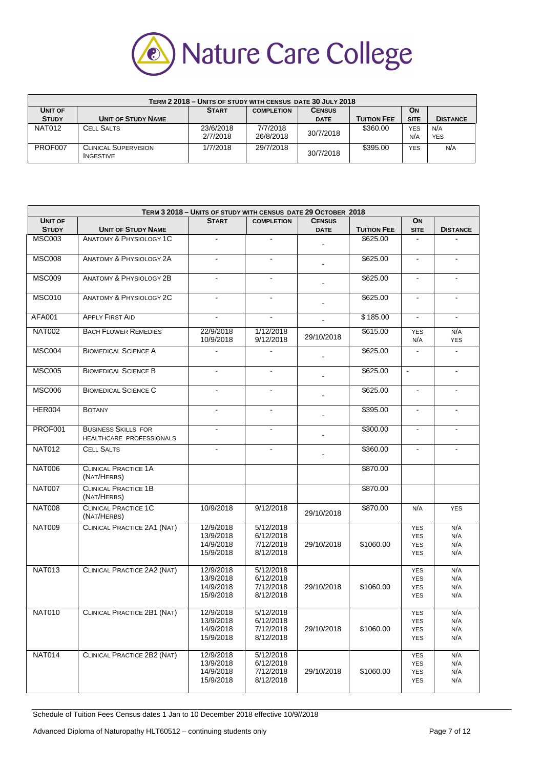| **Term 2 2018 – Units of study with census date 30 July 2018** | | | | | | | |
|---|---|---|---|---|---|---|---|
| **Unit of Study** | **Unit of Study Name** | **Start** | **Completion** | **Census Date** | **Tuition Fee** | **On Site** | **Distance** |
| NAT012 | Cell Salts | 23/6/2018<br>2/7/2018 | 7/7/2018<br>26/8/2018 | 30/7/2018 | $360.00 | YES<br>N/A | N/A<br>YES |
| PROF007 | Clinical Supervision Ingestive | 1/7/2018 | 29/7/2018 | 30/7/2018 | $395.00 | YES | N/A |

| **Term 3 2018 – Units of study with census date 29 October 2018** | | | | | | | |
|---|---|---|---|---|---|---|---|
| **Unit of Study** | **Unit of Study Name** | **Start** | **Completion** | **Census Date** | **Tuition Fee** | **On Site** | **Distance** |
| MSC003 | Anatomy & Physiology 1C | - | - | - | $625.00 | - | - |
| MSC008 | Anatomy & Physiology 2A | - | - | - | $625.00 | - | - |
| MSC009 | Anatomy & Physiology 2B | - | - | - | $625.00 | - | - |
| MSC010 | Anatomy & Physiology 2C | - | - | - | $625.00 | - | - |
| AFA001 | Apply First Aid | - | - | - | $185.00 | - | - |
| NAT002 | Bach Flower Remedies | 22/9/2018<br>10/9/2018 | 1/12/2018<br>9/12/2018 | 29/10/2018 | $615.00 | YES<br>N/A | N/A<br>YES |
| MSC004 | Biomedical Science A | - | - | - | $625.00 | - | - |
| MSC005 | Biomedical Science B | - | - | - | $625.00 | - | - |
| MSC006 | Biomedical Science C | - | - | - | $625.00 | - | - |
| HER004 | Botany | - | - | - | $395.00 | - | - |
| PROF001 | Business Skills for Healthcare Professionals | - | - | - | $300.00 | - | - |
| NAT012 | Cell Salts | - | - | - | $360.00 | - | - |
| NAT006 | Clinical Practice 1A (Nat/Herbs) | | | | $870.00 | | |
| NAT007 | Clinical Practice 1B (Nat/Herbs) | | | | $870.00 | | |
| NAT008 | Clinical Practice 1C (Nat/Herbs) | 10/9/2018 | 9/12/2018 | 29/10/2018 | $870.00 | N/A | YES |
| NAT009 | Clinical Practice 2A1 (Nat) | 12/9/2018<br>13/9/2018<br>14/9/2018<br>15/9/2018 | 5/12/2018<br>6/12/2018<br>7/12/2018<br>8/12/2018 | 29/10/2018 | $1060.00 | YES<br>YES<br>YES<br>YES | N/A<br>N/A<br>N/A<br>N/A |
| NAT013 | Clinical Practice 2A2 (Nat) | 12/9/2018<br>13/9/2018<br>14/9/2018<br>15/9/2018 | 5/12/2018<br>6/12/2018<br>7/12/2018<br>8/12/2018 | 29/10/2018 | $1060.00 | YES<br>YES<br>YES<br>YES | N/A<br>N/A<br>N/A<br>N/A |
| NAT010 | Clinical Practice 2B1 (Nat) | 12/9/2018<br>13/9/2018<br>14/9/2018<br>15/9/2018 | 5/12/2018<br>6/12/2018<br>7/12/2018<br>8/12/2018 | 29/10/2018 | $1060.00 | YES<br>YES<br>YES<br>YES | N/A<br>N/A<br>N/A<br>N/A |
| NAT014 | Clinical Practice 2B2 (Nat) | 12/9/2018<br>13/9/2018<br>14/9/2018<br>15/9/2018 | 5/12/2018<br>6/12/2018<br>7/12/2018<br>8/12/2018 | 29/10/2018 | $1060.00 | YES<br>YES<br>YES<br>YES | N/A<br>N/A<br>N/A<br>N/A |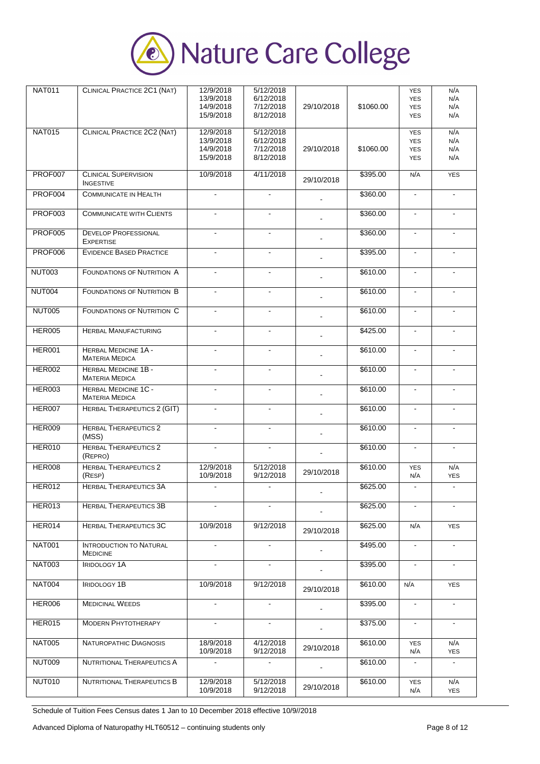| NAT011 | Clinical Practice 2C1 (NAT) | 12/9/2018<br>13/9/2018<br>14/9/2018<br>15/9/2018 | 5/12/2018<br>6/12/2018<br>7/12/2018<br>8/12/2018 | 29/10/2018 | $1060.00 | YES<br>YES<br>YES<br>YES | N/A<br>N/A<br>N/A<br>N/A |
|---|---|---|---|---|---|---|---|
| NAT015 | Clinical Practice 2C2 (NAT) | 12/9/2018<br>13/9/2018<br>14/9/2018<br>15/9/2018 | 5/12/2018<br>6/12/2018<br>7/12/2018<br>8/12/2018 | 29/10/2018 | $1060.00 | YES<br>YES<br>YES<br>YES | N/A<br>N/A<br>N/A<br>N/A |
| PROF007 | Clinical Supervision Ingestive | 10/9/2018 | 4/11/2018 | 29/10/2018 | $395.00 | N/A | YES |
| PROF004 | Communicate in Health | - | - | - | $360.00 | - | - |
| PROF003 | Communicate with Clients | - | - | - | $360.00 | - | - |
| PROF005 | Develop Professional Expertise | - | - | - | $360.00 | - | - |
| PROF006 | Evidence Based Practice | - | - | - | $395.00 | - | - |
| NUT003 | Foundations of Nutrition A | - | - | - | $610.00 | - | - |
| NUT004 | Foundations of Nutrition B | - | - | - | $610.00 | - | - |
| NUT005 | Foundations of Nutrition C | - | - | - | $610.00 | - | - |
| HER005 | Herbal Manufacturing | - | - | - | $425.00 | - | - |
| HER001 | Herbal Medicine 1A - Materia Medica | - | - | - | $610.00 | - | - |
| HER002 | Herbal Medicine 1B - Materia Medica | - | - | - | $610.00 | - | - |
| HER003 | Herbal Medicine 1C - Materia Medica | - | - | - | $610.00 | - | - |
| HER007 | Herbal Therapeutics 2 (GIT) | - | - | - | $610.00 | - | - |
| HER009 | Herbal Therapeutics 2 (MSS) | - | - | - | $610.00 | - | - |
| HER010 | Herbal Therapeutics 2 (Repro) | - | - | - | $610.00 | - | - |
| HER008 | Herbal Therapeutics 2 (Resp) | 12/9/2018<br>10/9/2018 | 5/12/2018<br>9/12/2018 | 29/10/2018 | $610.00 | YES<br>N/A | N/A<br>YES |
| HER012 | Herbal Therapeutics 3A | - | - | - | $625.00 | - | - |
| HER013 | Herbal Therapeutics 3B | - | - | - | $625.00 | - | - |
| HER014 | Herbal Therapeutics 3C | 10/9/2018 | 9/12/2018 | 29/10/2018 | $625.00 | N/A | YES |
| NAT001 | Introduction to Natural Medicine | - | - | - | $495.00 | - | - |
| NAT003 | Iridology 1A | - | - | - | $395.00 | - | - |
| NAT004 | Iridology 1B | 10/9/2018 | 9/12/2018 | 29/10/2018 | $610.00 | N/A | YES |
| HER006 | Medicinal Weeds | - | - | - | $395.00 | - | - |
| HER015 | Modern Phytotherapy | - | - | - | $375.00 | - | - |
| NAT005 | Naturopathic Diagnosis | 18/9/2018<br>10/9/2018 | 4/12/2018<br>9/12/2018 | 29/10/2018 | $610.00 | YES<br>N/A | N/A<br>YES |
| NUT009 | Nutritional Therapeutics A | - | - | - | $610.00 | - | - |
| NUT010 | Nutritional Therapeutics B | 12/9/2018<br>10/9/2018 | 5/12/2018<br>9/12/2018 | 29/10/2018 | $610.00 | YES<br>N/A | N/A<br>YES |

Schedule of Tuition Fees Census dates 1 Jan to 10 December 2018 effective 10/9//2018

Advanced Diploma of Naturopathy HLT60512 – continuing students only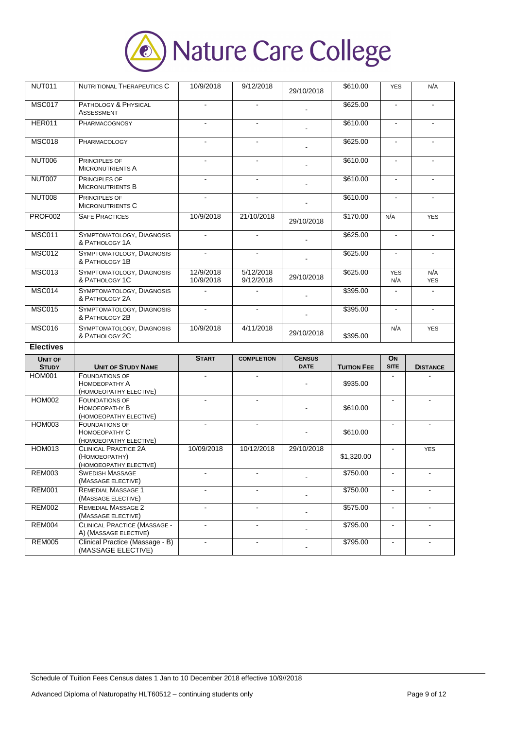| NUT011 | NUTRITIONAL THERAPEUTICS C | 10/9/2018 | 9/12/2018 | 29/10/2018 | $610.00 | YES | N/A |
|---|---|---|---|---|---|---|---|
| MSC017 | PATHOLOGY & PHYSICAL ASSESSMENT | - | - | - | $625.00 | - | - |
| HER011 | PHARMACOGNOSY | - | - | - | $610.00 | - | - |
| MSC018 | PHARMACOLOGY | - | - | - | $625.00 | - | - |
| NUT006 | PRINCIPLES OF MICRONUTRIENTS A | - | - | - | $610.00 | - | - |
| NUT007 | PRINCIPLES OF MICRONUTRIENTS B | - | - | - | $610.00 | - | - |
| NUT008 | PRINCIPLES OF MICRONUTRIENTS C | - | - | - | $610.00 | - | - |
| PROF002 | SAFE PRACTICES | 10/9/2018 | 21/10/2018 | 29/10/2018 | $170.00 | N/A | YES |
| MSC011 | SYMPTOMATOLOGY, DIAGNOSIS & PATHOLOGY 1A | - | - | - | $625.00 | - | - |
| MSC012 | SYMPTOMATOLOGY, DIAGNOSIS & PATHOLOGY 1B | - | - | - | $625.00 | - | - |
| MSC013 | SYMPTOMATOLOGY, DIAGNOSIS & PATHOLOGY 1C | 12/9/2018<br>10/9/2018 | 5/12/2018<br>9/12/2018 | 29/10/2018 | $625.00 | YES<br>N/A | N/A<br>YES |
| MSC014 | SYMPTOMATOLOGY, DIAGNOSIS & PATHOLOGY 2A | - | - | - | $395.00 | - | - |
| MSC015 | SYMPTOMATOLOGY, DIAGNOSIS & PATHOLOGY 2B | - | - | - | $395.00 | - | - |
| MSC016 | SYMPTOMATOLOGY, DIAGNOSIS & PATHOLOGY 2C | 10/9/2018 | 4/11/2018 | 29/10/2018 | $395.00 | N/A | YES |

**Electives**

| UNIT OF STUDY | UNIT OF STUDY NAME | START | COMPLETION | CENSUS DATE | TUITION FEE | ON SITE | DISTANCE |
|---|---|---|---|---|---|---|---|
| HOM001 | FOUNDATIONS OF HOMOEOPATHY A (HOMOEOPATHY ELECTIVE) | - | - | - | $935.00 | - | |
| HOM002 | FOUNDATIONS OF HOMOEOPATHY B (HOMOEOPATHY ELECTIVE) | - | - | - | $610.00 | - | - |
| HOM003 | FOUNDATIONS OF HOMOEOPATHY C (HOMOEOPATHY ELECTIVE) | - | - | - | $610.00 | - | - |
| HOM013 | CLINICAL PRACTICE 2A (HOMOEOPATHY) (HOMOEOPATHY ELECTIVE) | 10/09/2018 | 10/12/2018 | 29/10/2018 | $1,320.00 | - | YES |
| REM003 | SWEDISH MASSAGE (MASSAGE ELECTIVE) | - | - | - | $750.00 | - | - |
| REM001 | REMEDIAL MASSAGE 1 (MASSAGE ELECTIVE) | - | - | - | $750.00 | - | - |
| REM002 | REMEDIAL MASSAGE 2 (MASSAGE ELECTIVE) | - | - | - | $575.00 | - | - |
| REM004 | CLINICAL PRACTICE (MASSAGE - A) (MASSAGE ELECTIVE) | - | - | - | $795.00 | - | - |
| REM005 | Clinical Practice (Massage - B) (MASSAGE ELECTIVE) | - | - | - | $795.00 | - | - |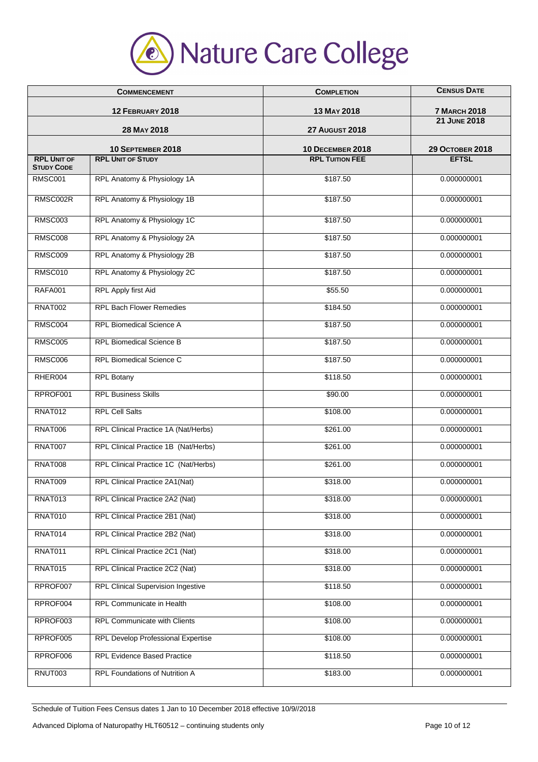# Nature Care College

| Commencement | | Completion | Census Date |
|---|---|---|---|
| 12 February 2018 | | 13 May 2018 | 7 March 2018 |
| 28 May 2018 | | 27 August 2018 | 21 June 2018 |
| 10 September 2018 | | 10 December 2018 | 29 October 2018 |
| **RPL Unit of Study Code** | **RPL Unit of Study** | **RPL Tuition Fee** | **EFTSL** |
| RMSC001 | RPL Anatomy & Physiology 1A | $187.50 | 0.000000001 |
| RMSC002R | RPL Anatomy & Physiology 1B | $187.50 | 0.000000001 |
| RMSC003 | RPL Anatomy & Physiology 1C | $187.50 | 0.000000001 |
| RMSC008 | RPL Anatomy & Physiology 2A | $187.50 | 0.000000001 |
| RMSC009 | RPL Anatomy & Physiology 2B | $187.50 | 0.000000001 |
| RMSC010 | RPL Anatomy & Physiology 2C | $187.50 | 0.000000001 |
| RAFA001 | RPL Apply first Aid | $55.50 | 0.000000001 |
| RNAT002 | RPL Bach Flower Remedies | $184.50 | 0.000000001 |
| RMSC004 | RPL Biomedical Science A | $187.50 | 0.000000001 |
| RMSC005 | RPL Biomedical Science B | $187.50 | 0.000000001 |
| RMSC006 | RPL Biomedical Science C | $187.50 | 0.000000001 |
| RHER004 | RPL Botany | $118.50 | 0.000000001 |
| RPROF001 | RPL Business Skills | $90.00 | 0.000000001 |
| RNAT012 | RPL Cell Salts | $108.00 | 0.000000001 |
| RNAT006 | RPL Clinical Practice 1A (Nat/Herbs) | $261.00 | 0.000000001 |
| RNAT007 | RPL Clinical Practice 1B (Nat/Herbs) | $261.00 | 0.000000001 |
| RNAT008 | RPL Clinical Practice 1C (Nat/Herbs) | $261.00 | 0.000000001 |
| RNAT009 | RPL Clinical Practice 2A1(Nat) | $318.00 | 0.000000001 |
| RNAT013 | RPL Clinical Practice 2A2 (Nat) | $318.00 | 0.000000001 |
| RNAT010 | RPL Clinical Practice 2B1 (Nat) | $318.00 | 0.000000001 |
| RNAT014 | RPL Clinical Practice 2B2 (Nat) | $318.00 | 0.000000001 |
| RNAT011 | RPL Clinical Practice 2C1 (Nat) | $318.00 | 0.000000001 |
| RNAT015 | RPL Clinical Practice 2C2 (Nat) | $318.00 | 0.000000001 |
| RPROF007 | RPL Clinical Supervision Ingestive | $118.50 | 0.000000001 |
| RPROF004 | RPL Communicate in Health | $108.00 | 0.000000001 |
| RPROF003 | RPL Communicate with Clients | $108.00 | 0.000000001 |
| RPROF005 | RPL Develop Professional Expertise | $108.00 | 0.000000001 |
| RPROF006 | RPL Evidence Based Practice | $118.50 | 0.000000001 |
| RNUT003 | RPL Foundations of Nutrition A | $183.00 | 0.000000001 |

Schedule of Tuition Fees Census dates 1 Jan to 10 December 2018 effective 10/9//2018

Advanced Diploma of Naturopathy HLT60512 – continuing students only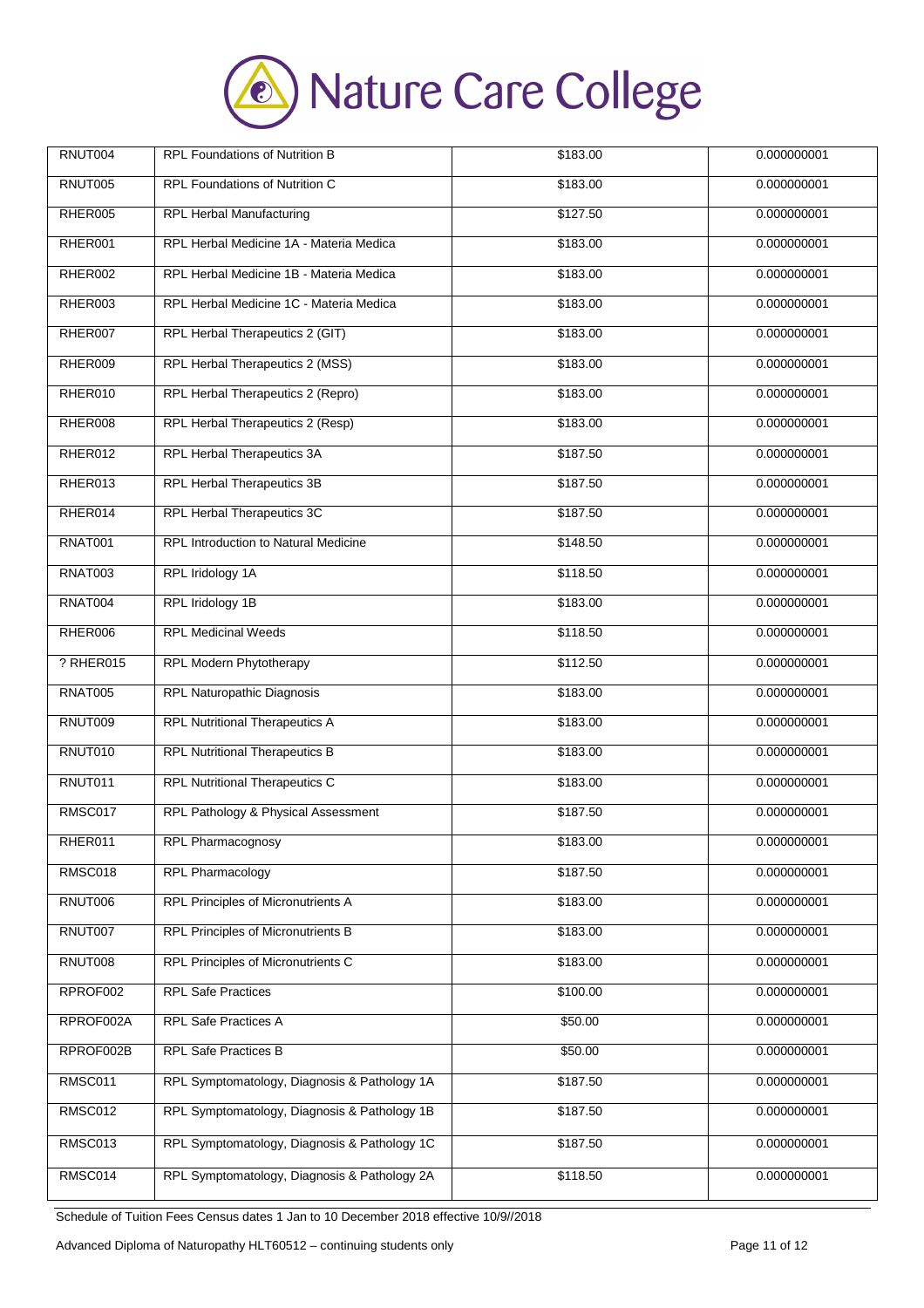| RNUT004 | RPL Foundations of Nutrition B | $183.00 | 0.000000001 |
|---|---|---|---|
| RNUT005 | RPL Foundations of Nutrition C | $183.00 | 0.000000001 |
| RHER005 | RPL Herbal Manufacturing | $127.50 | 0.000000001 |
| RHER001 | RPL Herbal Medicine 1A - Materia Medica | $183.00 | 0.000000001 |
| RHER002 | RPL Herbal Medicine 1B - Materia Medica | $183.00 | 0.000000001 |
| RHER003 | RPL Herbal Medicine 1C - Materia Medica | $183.00 | 0.000000001 |
| RHER007 | RPL Herbal Therapeutics 2 (GIT) | $183.00 | 0.000000001 |
| RHER009 | RPL Herbal Therapeutics 2 (MSS) | $183.00 | 0.000000001 |
| RHER010 | RPL Herbal Therapeutics 2 (Repro) | $183.00 | 0.000000001 |
| RHER008 | RPL Herbal Therapeutics 2 (Resp) | $183.00 | 0.000000001 |
| RHER012 | RPL Herbal Therapeutics 3A | $187.50 | 0.000000001 |
| RHER013 | RPL Herbal Therapeutics 3B | $187.50 | 0.000000001 |
| RHER014 | RPL Herbal Therapeutics 3C | $187.50 | 0.000000001 |
| RNAT001 | RPL Introduction to Natural Medicine | $148.50 | 0.000000001 |
| RNAT003 | RPL Iridology 1A | $118.50 | 0.000000001 |
| RNAT004 | RPL Iridology 1B | $183.00 | 0.000000001 |
| RHER006 | RPL Medicinal Weeds | $118.50 | 0.000000001 |
| ? RHER015 | RPL Modern Phytotherapy | $112.50 | 0.000000001 |
| RNAT005 | RPL Naturopathic Diagnosis | $183.00 | 0.000000001 |
| RNUT009 | RPL Nutritional Therapeutics A | $183.00 | 0.000000001 |
| RNUT010 | RPL Nutritional Therapeutics B | $183.00 | 0.000000001 |
| RNUT011 | RPL Nutritional Therapeutics C | $183.00 | 0.000000001 |
| RMSC017 | RPL Pathology & Physical Assessment | $187.50 | 0.000000001 |
| RHER011 | RPL Pharmacognosy | $183.00 | 0.000000001 |
| RMSC018 | RPL Pharmacology | $187.50 | 0.000000001 |
| RNUT006 | RPL Principles of Micronutrients A | $183.00 | 0.000000001 |
| RNUT007 | RPL Principles of Micronutrients B | $183.00 | 0.000000001 |
| RNUT008 | RPL Principles of Micronutrients C | $183.00 | 0.000000001 |
| RPROF002 | RPL Safe Practices | $100.00 | 0.000000001 |
| RPROF002A | RPL Safe Practices A | $50.00 | 0.000000001 |
| RPROF002B | RPL Safe Practices B | $50.00 | 0.000000001 |
| RMSC011 | RPL Symptomatology, Diagnosis & Pathology 1A | $187.50 | 0.000000001 |
| RMSC012 | RPL Symptomatology, Diagnosis & Pathology 1B | $187.50 | 0.000000001 |
| RMSC013 | RPL Symptomatology, Diagnosis & Pathology 1C | $187.50 | 0.000000001 |
| RMSC014 | RPL Symptomatology, Diagnosis & Pathology 2A | $118.50 | 0.000000001 |

Schedule of Tuition Fees Census dates 1 Jan to 10 December 2018 effective 10/9//2018

Advanced Diploma of Naturopathy HLT60512 – continuing students only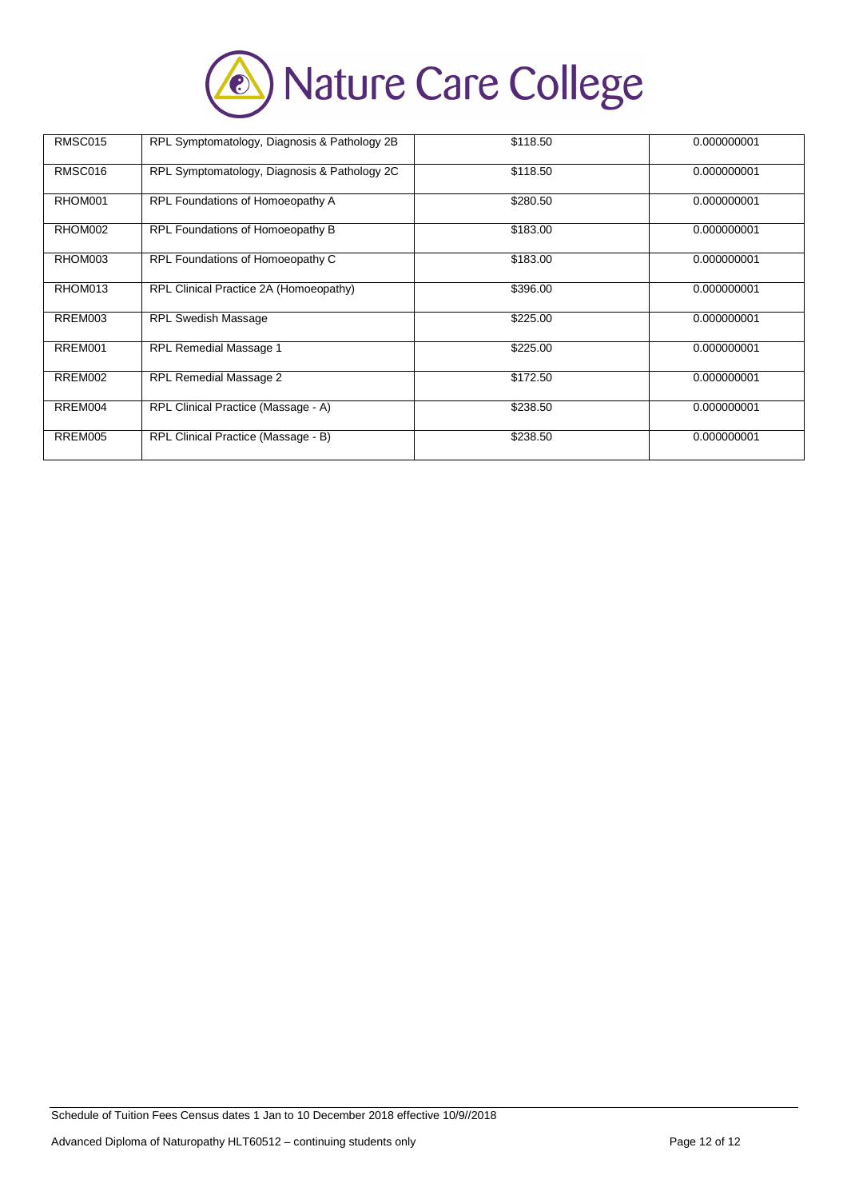| | | | |
|---|---|---|---|
| RMSC015 | RPL Symptomatology, Diagnosis & Pathology 2B | $118.50 | 0.000000001 |
| RMSC016 | RPL Symptomatology, Diagnosis & Pathology 2C | $118.50 | 0.000000001 |
| RHOM001 | RPL Foundations of Homoeopathy A | $280.50 | 0.000000001 |
| RHOM002 | RPL Foundations of Homoeopathy B | $183.00 | 0.000000001 |
| RHOM003 | RPL Foundations of Homoeopathy C | $183.00 | 0.000000001 |
| RHOM013 | RPL Clinical Practice 2A (Homoeopathy) | $396.00 | 0.000000001 |
| RREM003 | RPL Swedish Massage | $225.00 | 0.000000001 |
| RREM001 | RPL Remedial Massage 1 | $225.00 | 0.000000001 |
| RREM002 | RPL Remedial Massage 2 | $172.50 | 0.000000001 |
| RREM004 | RPL Clinical Practice (Massage - A) | $238.50 | 0.000000001 |
| RREM005 | RPL Clinical Practice (Massage - B) | $238.50 | 0.000000001 |